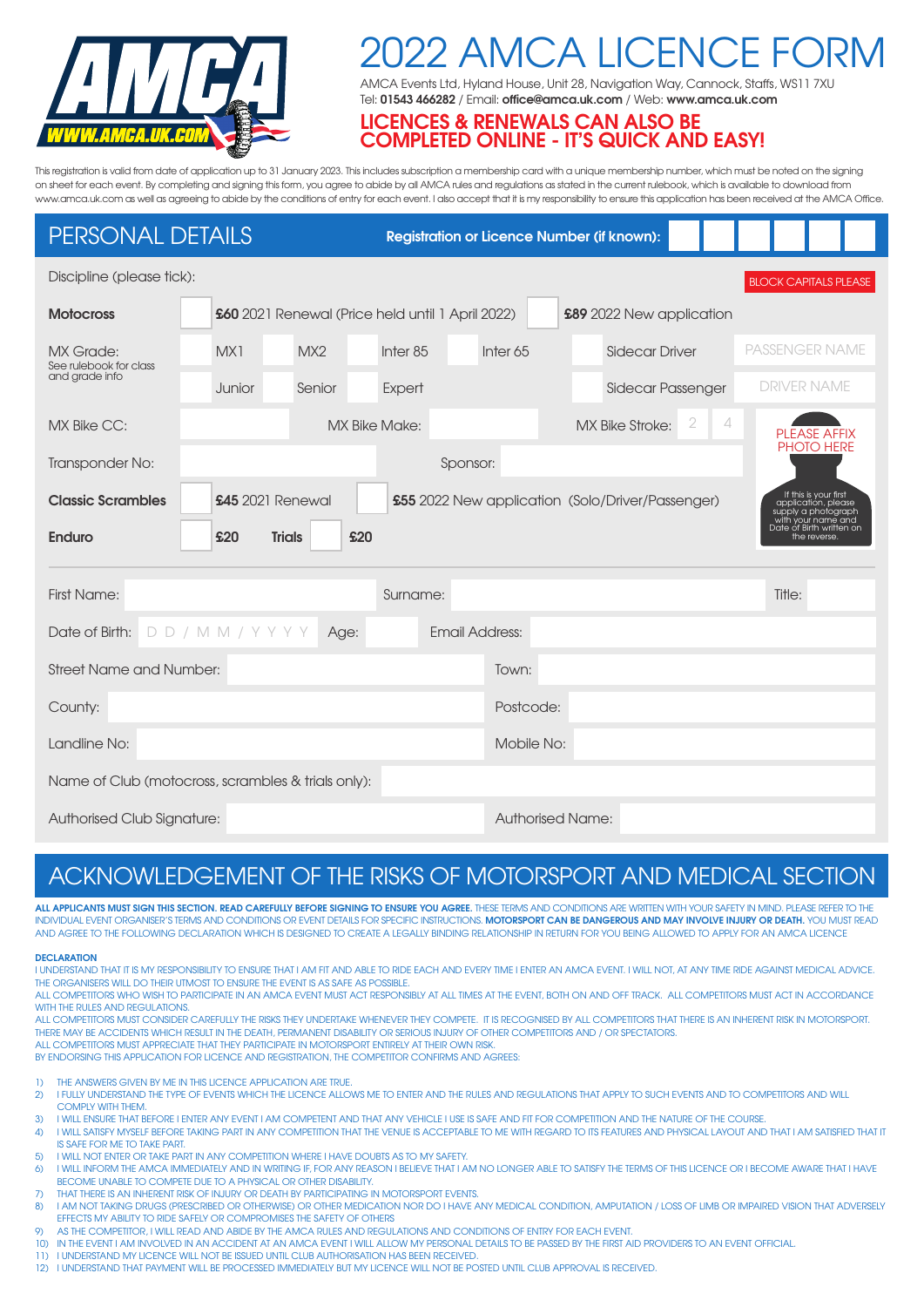# 2022 AMCA LICENCE FORM

AMCA Events Ltd, Hyland House, Unit 28, Navigation Way, Cannock, Staffs, WS11 7XU
Tel: **01543 466282** / Email: **office@amca.uk.com** / Web: **www.amca.uk.com**

**LICENCES & RENEWALS CAN ALSO BE COMPLETED ONLINE - IT'S QUICK AND EASY!**

This registration is valid from date of application up to 31 January 2023. This includes subscription a membership card with a unique membership number, which must be noted on the signing on sheet for each event. By completing and signing this form, you agree to abide by all AMCA rules and regulations as stated in the current rulebook, which is available to download from www.amca.uk.com as well as agreeing to abide by the conditions of entry for each event. I also accept that it is my responsibility to ensure this application has been received at the AMCA Office.

## PERSONAL DETAILS

**Registration or Licence Number (if known):**

Discipline (please tick):

BLOCK CAPITALS PLEASE

**Motocross** — **£60** 2021 Renewal (Price held until 1 April 2022) — **£89** 2022 New application

MX Grade: (See rulebook for class and grade info)
- MX1
- MX2
- Inter 85
- Inter 65
- Junior
- Senior
- Expert
- Sidecar Driver — PASSENGER NAME
- Sidecar Passenger — DRIVER NAME

MX Bike CC: — MX Bike Make: — MX Bike Stroke: 2 / 4

Transponder No: — Sponsor:

PLEASE AFFIX PHOTO HERE

If this is your first application, please supply a photograph with your name and Date of Birth written on the reverse.

**Classic Scrambles** — **£45** 2021 Renewal — **£55** 2022 New application (Solo/Driver/Passenger)

**Enduro** — **£20** — **Trials** — **£20**

First Name: — Surname: — Title:

Date of Birth: D D / M M / Y Y Y Y — Age: — Email Address:

Street Name and Number: — Town:

County: — Postcode:

Landline No: — Mobile No:

Name of Club (motocross, scrambles & trials only):

Authorised Club Signature: — Authorised Name:

## ACKNOWLEDGEMENT OF THE RISKS OF MOTORSPORT AND MEDICAL SECTION

**ALL APPLICANTS MUST SIGN THIS SECTION. READ CAREFULLY BEFORE SIGNING TO ENSURE YOU AGREE.** THESE TERMS AND CONDITIONS ARE WRITTEN WITH YOUR SAFETY IN MIND. PLEASE REFER TO THE INDIVIDUAL EVENT ORGANISER'S TERMS AND CONDITIONS OR EVENT DETAILS FOR SPECIFIC INSTRUCTIONS. **MOTORSPORT CAN BE DANGEROUS AND MAY INVOLVE INJURY OR DEATH.** YOU MUST READ AND AGREE TO THE FOLLOWING DECLARATION WHICH IS DESIGNED TO CREATE A LEGALLY BINDING RELATIONSHIP IN RETURN FOR YOU BEING ALLOWED TO APPLY FOR AN AMCA LICENCE

**DECLARATION**

I UNDERSTAND THAT IT IS MY RESPONSIBILITY TO ENSURE THAT I AM FIT AND ABLE TO RIDE EACH AND EVERY TIME I ENTER AN AMCA EVENT. I WILL NOT, AT ANY TIME RIDE AGAINST MEDICAL ADVICE. THE ORGANISERS WILL DO THEIR UTMOST TO ENSURE THE EVENT IS AS SAFE AS POSSIBLE.
ALL COMPETITORS WHO WISH TO PARTICIPATE IN AN AMCA EVENT MUST ACT RESPONSIBLY AT ALL TIMES AT THE EVENT, BOTH ON AND OFF TRACK. ALL COMPETITORS MUST ACT IN ACCORDANCE WITH THE RULES AND REGULATIONS.
ALL COMPETITORS MUST CONSIDER CAREFULLY THE RISKS THEY UNDERTAKE WHENEVER THEY COMPETE. IT IS RECOGNISED BY ALL COMPETITORS THAT THERE IS AN INHERENT RISK IN MOTORSPORT. THERE MAY BE ACCIDENTS WHICH RESULT IN THE DEATH, PERMANENT DISABILITY OR SERIOUS INJURY OF OTHER COMPETITORS AND / OR SPECTATORS.
ALL COMPETITORS MUST APPRECIATE THAT THEY PARTICIPATE IN MOTORSPORT ENTIRELY AT THEIR OWN RISK.
BY ENDORSING THIS APPLICATION FOR LICENCE AND REGISTRATION, THE COMPETITOR CONFIRMS AND AGREES:

1) THE ANSWERS GIVEN BY ME IN THIS LICENCE APPLICATION ARE TRUE.
2) I FULLY UNDERSTAND THE TYPE OF EVENTS WHICH THE LICENCE ALLOWS ME TO ENTER AND THE RULES AND REGULATIONS THAT APPLY TO SUCH EVENTS AND TO COMPETITORS AND WILL COMPLY WITH THEM.
3) I WILL ENSURE THAT BEFORE I ENTER ANY EVENT I AM COMPETENT AND THAT ANY VEHICLE I USE IS SAFE AND FIT FOR COMPETITION AND THE NATURE OF THE COURSE.
4) I WILL SATISFY MYSELF BEFORE TAKING PART IN ANY COMPETITION THAT THE VENUE IS ACCEPTABLE TO ME WITH REGARD TO ITS FEATURES AND PHYSICAL LAYOUT AND THAT I AM SATISFIED THAT IT IS SAFE FOR ME TO TAKE PART.
5) I WILL NOT ENTER OR TAKE PART IN ANY COMPETITION WHERE I HAVE DOUBTS AS TO MY SAFETY.
6) I WILL INFORM THE AMCA IMMEDIATELY AND IN WRITING IF, FOR ANY REASON I BELIEVE THAT I AM NO LONGER ABLE TO SATISFY THE TERMS OF THIS LICENCE OR I BECOME AWARE THAT I HAVE BECOME UNABLE TO COMPETE DUE TO A PHYSICAL OR OTHER DISABILITY.
7) THAT THERE IS AN INHERENT RISK OF INJURY OR DEATH BY PARTICIPATING IN MOTORSPORT EVENTS.
8) I AM NOT TAKING DRUGS (PRESCRIBED OR OTHERWISE) OR OTHER MEDICATION NOR DO I HAVE ANY MEDICAL CONDITION, AMPUTATION / LOSS OF LIMB OR IMPAIRED VISION THAT ADVERSELY EFFECTS MY ABILITY TO RIDE SAFELY OR COMPROMISES THE SAFETY OF OTHERS
9) AS THE COMPETITOR, I WILL READ AND ABIDE BY THE AMCA RULES AND REGULATIONS AND CONDITIONS OF ENTRY FOR EACH EVENT.
10) IN THE EVENT I AM INVOLVED IN AN ACCIDENT AT AN AMCA EVENT I WILL ALLOW MY PERSONAL DETAILS TO BE PASSED BY THE FIRST AID PROVIDERS TO AN EVENT OFFICIAL.
11) I UNDERSTAND MY LICENCE WILL NOT BE ISSUED UNTIL CLUB AUTHORISATION HAS BEEN RECEIVED.
12) I UNDERSTAND THAT PAYMENT WILL BE PROCESSED IMMEDIATELY BUT MY LICENCE WILL NOT BE POSTED UNTIL CLUB APPROVAL IS RECEIVED.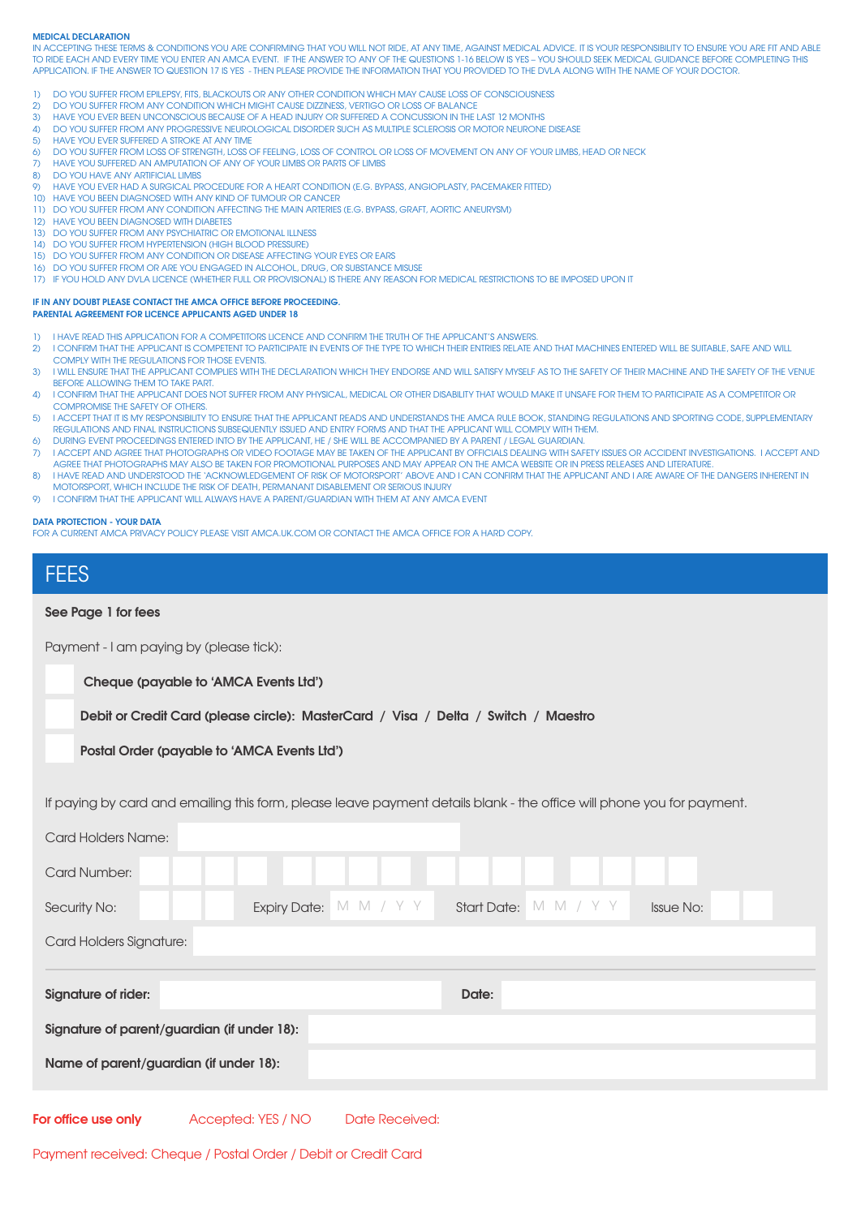**MEDICAL DECLARATION**

IN ACCEPTING THESE TERMS & CONDITIONS YOU ARE CONFIRMING THAT YOU WILL NOT RIDE, AT ANY TIME, AGAINST MEDICAL ADVICE. IT IS YOUR RESPONSIBILITY TO ENSURE YOU ARE FIT AND ABLE TO RIDE EACH AND EVERY TIME YOU ENTER AN AMCA EVENT. IF THE ANSWER TO ANY OF THE QUESTIONS 1-16 BELOW IS YES – YOU SHOULD SEEK MEDICAL GUIDANCE BEFORE COMPLETING THIS APPLICATION. IF THE ANSWER TO QUESTION 17 IS YES - THEN PLEASE PROVIDE THE INFORMATION THAT YOU PROVIDED TO THE DVLA ALONG WITH THE NAME OF YOUR DOCTOR.

1) DO YOU SUFFER FROM EPILEPSY, FITS, BLACKOUTS OR ANY OTHER CONDITION WHICH MAY CAUSE LOSS OF CONSCIOUSNESS
2) DO YOU SUFFER FROM ANY CONDITION WHICH MIGHT CAUSE DIZZINESS, VERTIGO OR LOSS OF BALANCE
3) HAVE YOU EVER BEEN UNCONSCIOUS BECAUSE OF A HEAD INJURY OR SUFFERED A CONCUSSION IN THE LAST 12 MONTHS
4) DO YOU SUFFER FROM ANY PROGRESSIVE NEUROLOGICAL DISORDER SUCH AS MULTIPLE SCLEROSIS OR MOTOR NEURONE DISEASE
5) HAVE YOU EVER SUFFERED A STROKE AT ANY TIME
6) DO YOU SUFFER FROM LOSS OF STRENGTH, LOSS OF FEELING, LOSS OF CONTROL OR LOSS OF MOVEMENT ON ANY OF YOUR LIMBS, HEAD OR NECK
7) HAVE YOU SUFFERED AN AMPUTATION OF ANY OF YOUR LIMBS OR PARTS OF LIMBS
8) DO YOU HAVE ANY ARTIFICIAL LIMBS
9) HAVE YOU EVER HAD A SURGICAL PROCEDURE FOR A HEART CONDITION (E.G. BYPASS, ANGIOPLASTY, PACEMAKER FITTED)
10) HAVE YOU BEEN DIAGNOSED WITH ANY KIND OF TUMOUR OR CANCER
11) DO YOU SUFFER FROM ANY CONDITION AFFECTING THE MAIN ARTERIES (E.G. BYPASS, GRAFT, AORTIC ANEURYSM)
12) HAVE YOU BEEN DIAGNOSED WITH DIABETES
13) DO YOU SUFFER FROM ANY PSYCHIATRIC OR EMOTIONAL ILLNESS
14) DO YOU SUFFER FROM HYPERTENSION (HIGH BLOOD PRESSURE)
15) DO YOU SUFFER FROM ANY CONDITION OR DISEASE AFFECTING YOUR EYES OR EARS
16) DO YOU SUFFER FROM OR ARE YOU ENGAGED IN ALCOHOL, DRUG, OR SUBSTANCE MISUSE
17) IF YOU HOLD ANY DVLA LICENCE (WHETHER FULL OR PROVISIONAL) IS THERE ANY REASON FOR MEDICAL RESTRICTIONS TO BE IMPOSED UPON IT

**IF IN ANY DOUBT PLEASE CONTACT THE AMCA OFFICE BEFORE PROCEEDING.**

**PARENTAL AGREEMENT FOR LICENCE APPLICANTS AGED UNDER 18**

1) I HAVE READ THIS APPLICATION FOR A COMPETITORS LICENCE AND CONFIRM THE TRUTH OF THE APPLICANT'S ANSWERS.
2) I CONFIRM THAT THE APPLICANT IS COMPETENT TO PARTICIPATE IN EVENTS OF THE TYPE TO WHICH THEIR ENTRIES RELATE AND THAT MACHINES ENTERED WILL BE SUITABLE, SAFE AND WILL COMPLY WITH THE REGULATIONS FOR THOSE EVENTS.
3) I WILL ENSURE THAT THE APPLICANT COMPLIES WITH THE DECLARATION WHICH THEY ENDORSE AND WILL SATISFY MYSELF AS TO THE SAFETY OF THEIR MACHINE AND THE SAFETY OF THE VENUE BEFORE ALLOWING THEM TO TAKE PART.
4) I CONFIRM THAT THE APPLICANT DOES NOT SUFFER FROM ANY PHYSICAL, MEDICAL OR OTHER DISABILITY THAT WOULD MAKE IT UNSAFE FOR THEM TO PARTICIPATE AS A COMPETITOR OR COMPROMISE THE SAFETY OF OTHERS.
5) I ACCEPT THAT IT IS MY RESPONSIBILITY TO ENSURE THAT THE APPLICANT READS AND UNDERSTANDS THE AMCA RULE BOOK, STANDING REGULATIONS AND SPORTING CODE, SUPPLEMENTARY REGULATIONS AND FINAL INSTRUCTIONS SUBSEQUENTLY ISSUED AND ENTRY FORMS AND THAT THE APPLICANT WILL COMPLY WITH THEM.
6) DURING EVENT PROCEEDINGS ENTERED INTO BY THE APPLICANT, HE / SHE WILL BE ACCOMPANIED BY A PARENT / LEGAL GUARDIAN.
7) I ACCEPT AND AGREE THAT PHOTOGRAPHS OR VIDEO FOOTAGE MAY BE TAKEN OF THE APPLICANT BY OFFICIALS DEALING WITH SAFETY ISSUES OR ACCIDENT INVESTIGATIONS. I ACCEPT AND AGREE THAT PHOTOGRAPHS MAY ALSO BE TAKEN FOR PROMOTIONAL PURPOSES AND MAY APPEAR ON THE AMCA WEBSITE OR IN PRESS RELEASES AND LITERATURE.
8) I HAVE READ AND UNDERSTOOD THE 'ACKNOWLEDGEMENT OF RISK OF MOTORSPORT' ABOVE AND I CAN CONFIRM THAT THE APPLICANT AND I ARE AWARE OF THE DANGERS INHERENT IN MOTORSPORT, WHICH INCLUDE THE RISK OF DEATH, PERMANANT DISABLEMENT OR SERIOUS INJURY
9) I CONFIRM THAT THE APPLICANT WILL ALWAYS HAVE A PARENT/GUARDIAN WITH THEM AT ANY AMCA EVENT

**DATA PROTECTION - YOUR DATA**

FOR A CURRENT AMCA PRIVACY POLICY PLEASE VISIT AMCA.UK.COM OR CONTACT THE AMCA OFFICE FOR A HARD COPY.

## FEES

**See Page 1 for fees**

Payment - I am paying by (please tick):

- ☐ **Cheque (payable to 'AMCA Events Ltd')**
- ☐ **Debit or Credit Card (please circle): MasterCard / Visa / Delta / Switch / Maestro**
- ☐ **Postal Order (payable to 'AMCA Events Ltd')**

If paying by card and emailing this form, please leave payment details blank - the office will phone you for payment.

Card Holders Name:

Card Number:

Security No: Expiry Date: M M / Y Y Start Date: M M / Y Y Issue No:

Card Holders Signature:

**Signature of rider:** **Date:**

**Signature of parent/guardian (if under 18):**

**Name of parent/guardian (if under 18):**

**For office use only** Accepted: YES / NO Date Received:

Payment received: Cheque / Postal Order / Debit or Credit Card